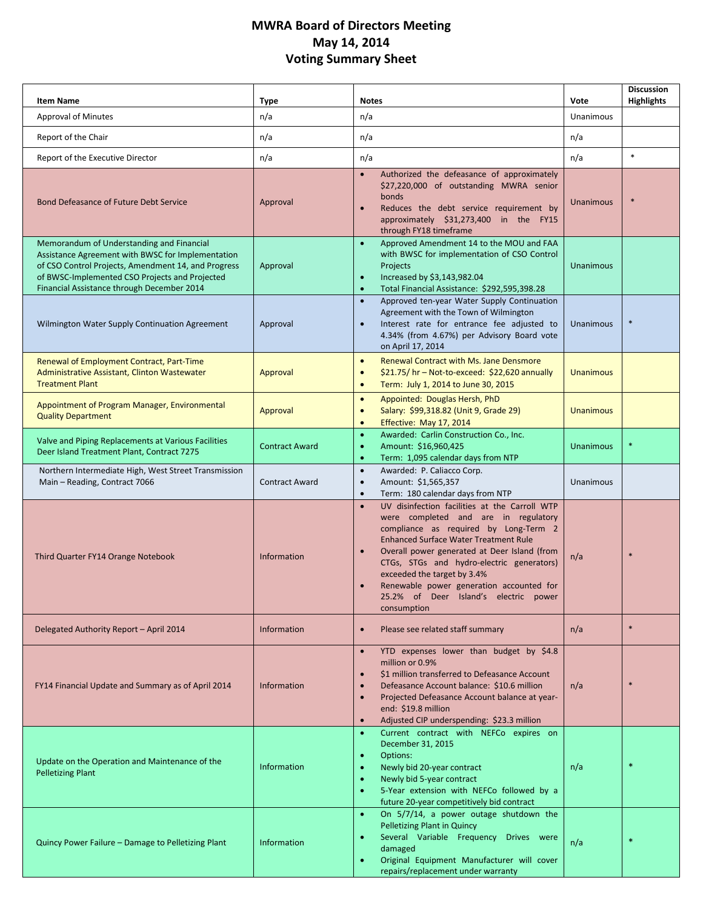# MWRA Board of Directors Meeting
# May 14, 2014
# Voting Summary Sheet

| Item Name | Type | Notes | Vote | Discussion Highlights |
|---|---|---|---|---|
| Approval of Minutes | n/a | n/a | Unanimous | |
| Report of the Chair | n/a | n/a | n/a | |
| Report of the Executive Director | n/a | n/a | n/a | * |
| Bond Defeasance of Future Debt Service | Approval | • Authorized the defeasance of approximately $27,220,000 of outstanding MWRA senior bonds<br>• Reduces the debt service requirement by approximately $31,273,400 in the FY15 through FY18 timeframe | Unanimous | * |
| Memorandum of Understanding and Financial Assistance Agreement with BWSC for Implementation of CSO Control Projects, Amendment 14, and Progress of BWSC-Implemented CSO Projects and Projected Financial Assistance through December 2014 | Approval | • Approved Amendment 14 to the MOU and FAA with BWSC for implementation of CSO Control Projects<br>• Increased by $3,143,982.04<br>• Total Financial Assistance: $292,595,398.28 | Unanimous | |
| Wilmington Water Supply Continuation Agreement | Approval | • Approved ten-year Water Supply Continuation Agreement with the Town of Wilmington<br>• Interest rate for entrance fee adjusted to 4.34% (from 4.67%) per Advisory Board vote on April 17, 2014 | Unanimous | * |
| Renewal of Employment Contract, Part-Time Administrative Assistant, Clinton Wastewater Treatment Plant | Approval | • Renewal Contract with Ms. Jane Densmore<br>• $21.75/ hr – Not-to-exceed: $22,620 annually<br>• Term: July 1, 2014 to June 30, 2015 | Unanimous | |
| Appointment of Program Manager, Environmental Quality Department | Approval | • Appointed: Douglas Hersh, PhD<br>• Salary: $99,318.82 (Unit 9, Grade 29)<br>• Effective: May 17, 2014 | Unanimous | |
| Valve and Piping Replacements at Various Facilities Deer Island Treatment Plant, Contract 7275 | Contract Award | • Awarded: Carlin Construction Co., Inc.<br>• Amount: $16,960,425<br>• Term: 1,095 calendar days from NTP | Unanimous | * |
| Northern Intermediate High, West Street Transmission Main – Reading, Contract 7066 | Contract Award | • Awarded: P. Caliacco Corp.<br>• Amount: $1,565,357<br>• Term: 180 calendar days from NTP | Unanimous | |
| Third Quarter FY14 Orange Notebook | Information | • UV disinfection facilities at the Carroll WTP were completed and are in regulatory compliance as required by Long-Term 2 Enhanced Surface Water Treatment Rule<br>• Overall power generated at Deer Island (from CTGs, STGs and hydro-electric generators) exceeded the target by 3.4%<br>• Renewable power generation accounted for 25.2% of Deer Island's electric power consumption | n/a | * |
| Delegated Authority Report – April 2014 | Information | • Please see related staff summary | n/a | * |
| FY14 Financial Update and Summary as of April 2014 | Information | • YTD expenses lower than budget by $4.8 million or 0.9%<br>• $1 million transferred to Defeasance Account<br>• Defeasance Account balance: $10.6 million<br>• Projected Defeasance Account balance at year-end: $19.8 million<br>• Adjusted CIP underspending: $23.3 million | n/a | * |
| Update on the Operation and Maintenance of the Pelletizing Plant | Information | • Current contract with NEFCo expires on December 31, 2015<br>• Options:<br>• Newly bid 20-year contract<br>• Newly bid 5-year contract<br>• 5-Year extension with NEFCo followed by a future 20-year competitively bid contract | n/a | * |
| Quincy Power Failure – Damage to Pelletizing Plant | Information | • On 5/7/14, a power outage shutdown the Pelletizing Plant in Quincy<br>• Several Variable Frequency Drives were damaged<br>• Original Equipment Manufacturer will cover repairs/replacement under warranty | n/a | * |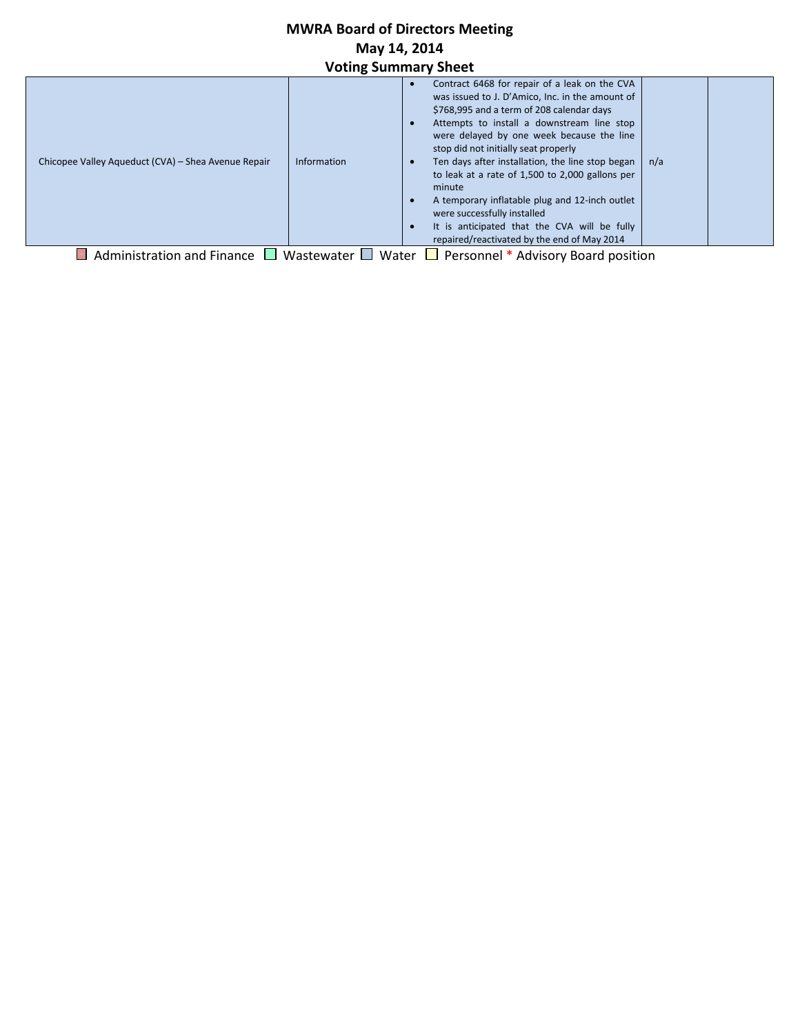# MWRA Board of Directors Meeting
## May 14, 2014
## Voting Summary Sheet

| | | | | |
|---|---|---|---|---|
| Chicopee Valley Aqueduct (CVA) – Shea Avenue Repair | Information | • Contract 6468 for repair of a leak on the CVA was issued to J. D'Amico, Inc. in the amount of $768,995 and a term of 208 calendar days<br>• Attempts to install a downstream line stop were delayed by one week because the line stop did not initially seat properly<br>• Ten days after installation, the line stop began to leak at a rate of 1,500 to 2,000 gallons per minute<br>• A temporary inflatable plug and 12-inch outlet were successfully installed<br>• It is anticipated that the CVA will be fully repaired/reactivated by the end of May 2014 | n/a | |

Administration and Finance ☐ Wastewater ☐ Water ☐ Personnel * Advisory Board position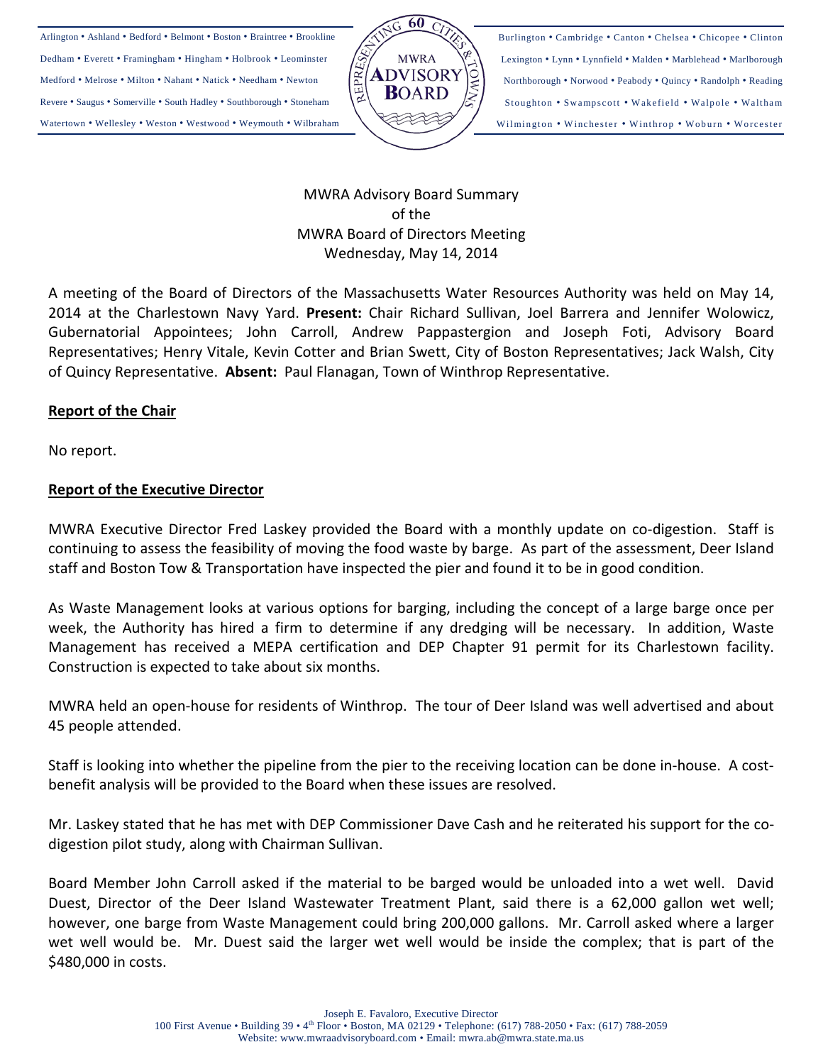MWRA Advisory Board Summary
of the
MWRA Board of Directors Meeting
Wednesday, May 14, 2014

A meeting of the Board of Directors of the Massachusetts Water Resources Authority was held on May 14, 2014 at the Charlestown Navy Yard. **Present:** Chair Richard Sullivan, Joel Barrera and Jennifer Wolowicz, Gubernatorial Appointees; John Carroll, Andrew Pappastergion and Joseph Foti, Advisory Board Representatives; Henry Vitale, Kevin Cotter and Brian Swett, City of Boston Representatives; Jack Walsh, City of Quincy Representative. **Absent:** Paul Flanagan, Town of Winthrop Representative.

## Report of the Chair

No report.

## Report of the Executive Director

MWRA Executive Director Fred Laskey provided the Board with a monthly update on co-digestion. Staff is continuing to assess the feasibility of moving the food waste by barge. As part of the assessment, Deer Island staff and Boston Tow & Transportation have inspected the pier and found it to be in good condition.

As Waste Management looks at various options for barging, including the concept of a large barge once per week, the Authority has hired a firm to determine if any dredging will be necessary. In addition, Waste Management has received a MEPA certification and DEP Chapter 91 permit for its Charlestown facility. Construction is expected to take about six months.

MWRA held an open-house for residents of Winthrop. The tour of Deer Island was well advertised and about 45 people attended.

Staff is looking into whether the pipeline from the pier to the receiving location can be done in-house. A cost-benefit analysis will be provided to the Board when these issues are resolved.

Mr. Laskey stated that he has met with DEP Commissioner Dave Cash and he reiterated his support for the co-digestion pilot study, along with Chairman Sullivan.

Board Member John Carroll asked if the material to be barged would be unloaded into a wet well. David Duest, Director of the Deer Island Wastewater Treatment Plant, said there is a 62,000 gallon wet well; however, one barge from Waste Management could bring 200,000 gallons. Mr. Carroll asked where a larger wet well would be. Mr. Duest said the larger wet well would be inside the complex; that is part of the $480,000 in costs.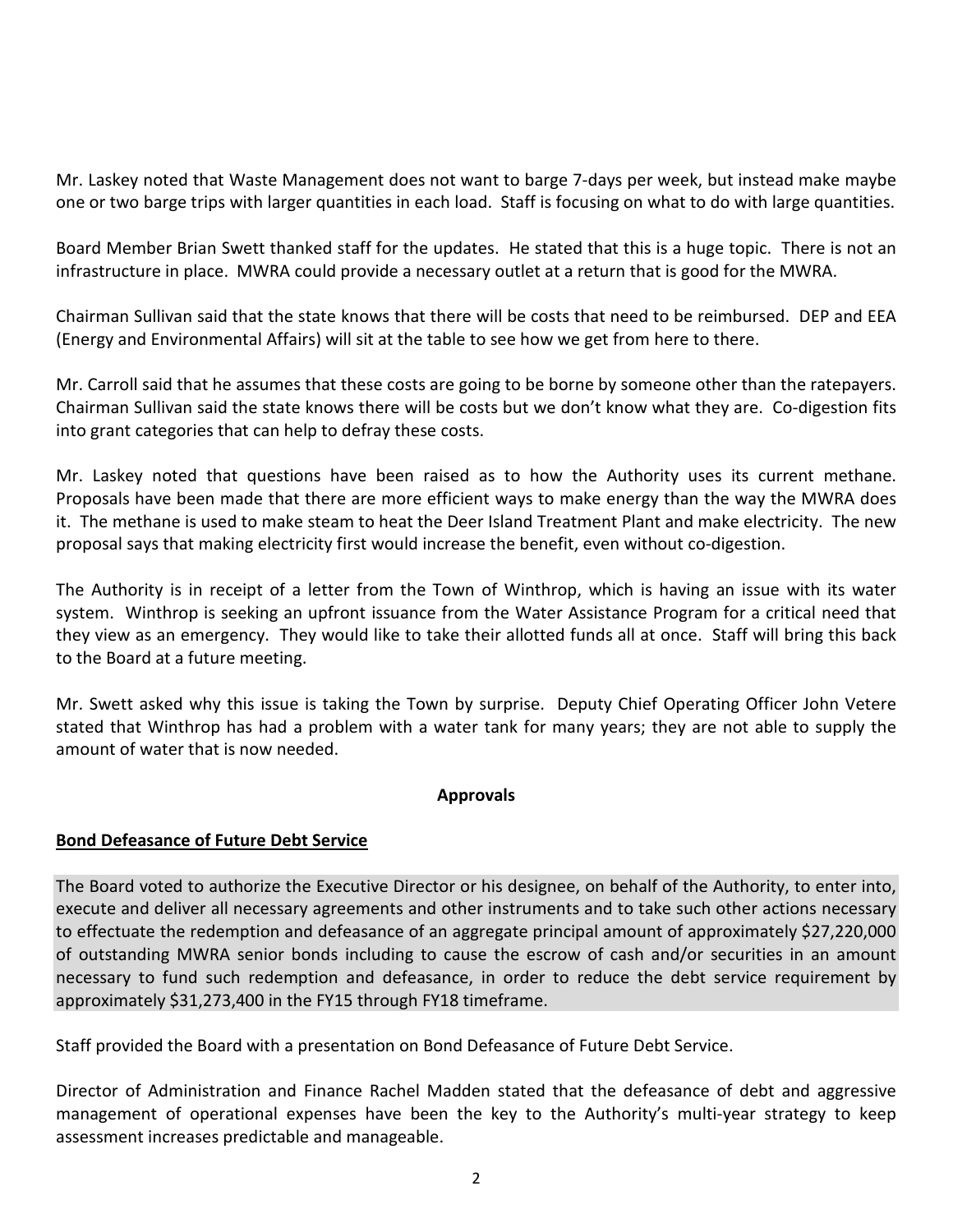Mr. Laskey noted that Waste Management does not want to barge 7-days per week, but instead make maybe one or two barge trips with larger quantities in each load. Staff is focusing on what to do with large quantities.

Board Member Brian Swett thanked staff for the updates. He stated that this is a huge topic. There is not an infrastructure in place. MWRA could provide a necessary outlet at a return that is good for the MWRA.

Chairman Sullivan said that the state knows that there will be costs that need to be reimbursed. DEP and EEA (Energy and Environmental Affairs) will sit at the table to see how we get from here to there.

Mr. Carroll said that he assumes that these costs are going to be borne by someone other than the ratepayers. Chairman Sullivan said the state knows there will be costs but we don't know what they are. Co-digestion fits into grant categories that can help to defray these costs.

Mr. Laskey noted that questions have been raised as to how the Authority uses its current methane. Proposals have been made that there are more efficient ways to make energy than the way the MWRA does it. The methane is used to make steam to heat the Deer Island Treatment Plant and make electricity. The new proposal says that making electricity first would increase the benefit, even without co-digestion.

The Authority is in receipt of a letter from the Town of Winthrop, which is having an issue with its water system. Winthrop is seeking an upfront issuance from the Water Assistance Program for a critical need that they view as an emergency. They would like to take their allotted funds all at once. Staff will bring this back to the Board at a future meeting.

Mr. Swett asked why this issue is taking the Town by surprise. Deputy Chief Operating Officer John Vetere stated that Winthrop has had a problem with a water tank for many years; they are not able to supply the amount of water that is now needed.

**Approvals**

**Bond Defeasance of Future Debt Service**

The Board voted to authorize the Executive Director or his designee, on behalf of the Authority, to enter into, execute and deliver all necessary agreements and other instruments and to take such other actions necessary to effectuate the redemption and defeasance of an aggregate principal amount of approximately $27,220,000 of outstanding MWRA senior bonds including to cause the escrow of cash and/or securities in an amount necessary to fund such redemption and defeasance, in order to reduce the debt service requirement by approximately $31,273,400 in the FY15 through FY18 timeframe.

Staff provided the Board with a presentation on Bond Defeasance of Future Debt Service.

Director of Administration and Finance Rachel Madden stated that the defeasance of debt and aggressive management of operational expenses have been the key to the Authority's multi-year strategy to keep assessment increases predictable and manageable.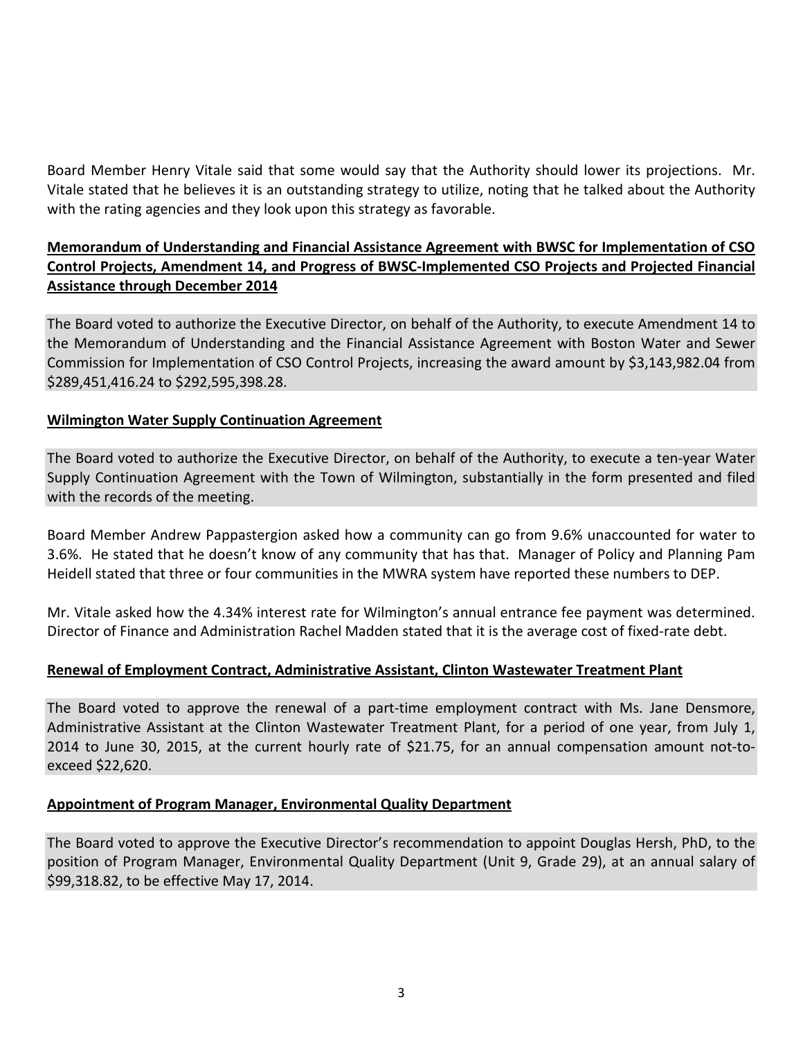Board Member Henry Vitale said that some would say that the Authority should lower its projections. Mr. Vitale stated that he believes it is an outstanding strategy to utilize, noting that he talked about the Authority with the rating agencies and they look upon this strategy as favorable.

**Memorandum of Understanding and Financial Assistance Agreement with BWSC for Implementation of CSO Control Projects, Amendment 14, and Progress of BWSC-Implemented CSO Projects and Projected Financial Assistance through December 2014**

The Board voted to authorize the Executive Director, on behalf of the Authority, to execute Amendment 14 to the Memorandum of Understanding and the Financial Assistance Agreement with Boston Water and Sewer Commission for Implementation of CSO Control Projects, increasing the award amount by $3,143,982.04 from $289,451,416.24 to $292,595,398.28.

**Wilmington Water Supply Continuation Agreement**

The Board voted to authorize the Executive Director, on behalf of the Authority, to execute a ten-year Water Supply Continuation Agreement with the Town of Wilmington, substantially in the form presented and filed with the records of the meeting.

Board Member Andrew Pappastergion asked how a community can go from 9.6% unaccounted for water to 3.6%. He stated that he doesn't know of any community that has that. Manager of Policy and Planning Pam Heidell stated that three or four communities in the MWRA system have reported these numbers to DEP.

Mr. Vitale asked how the 4.34% interest rate for Wilmington's annual entrance fee payment was determined. Director of Finance and Administration Rachel Madden stated that it is the average cost of fixed-rate debt.

**Renewal of Employment Contract, Administrative Assistant, Clinton Wastewater Treatment Plant**

The Board voted to approve the renewal of a part-time employment contract with Ms. Jane Densmore, Administrative Assistant at the Clinton Wastewater Treatment Plant, for a period of one year, from July 1, 2014 to June 30, 2015, at the current hourly rate of $21.75, for an annual compensation amount not-to-exceed $22,620.

**Appointment of Program Manager, Environmental Quality Department**

The Board voted to approve the Executive Director's recommendation to appoint Douglas Hersh, PhD, to the position of Program Manager, Environmental Quality Department (Unit 9, Grade 29), at an annual salary of $99,318.82, to be effective May 17, 2014.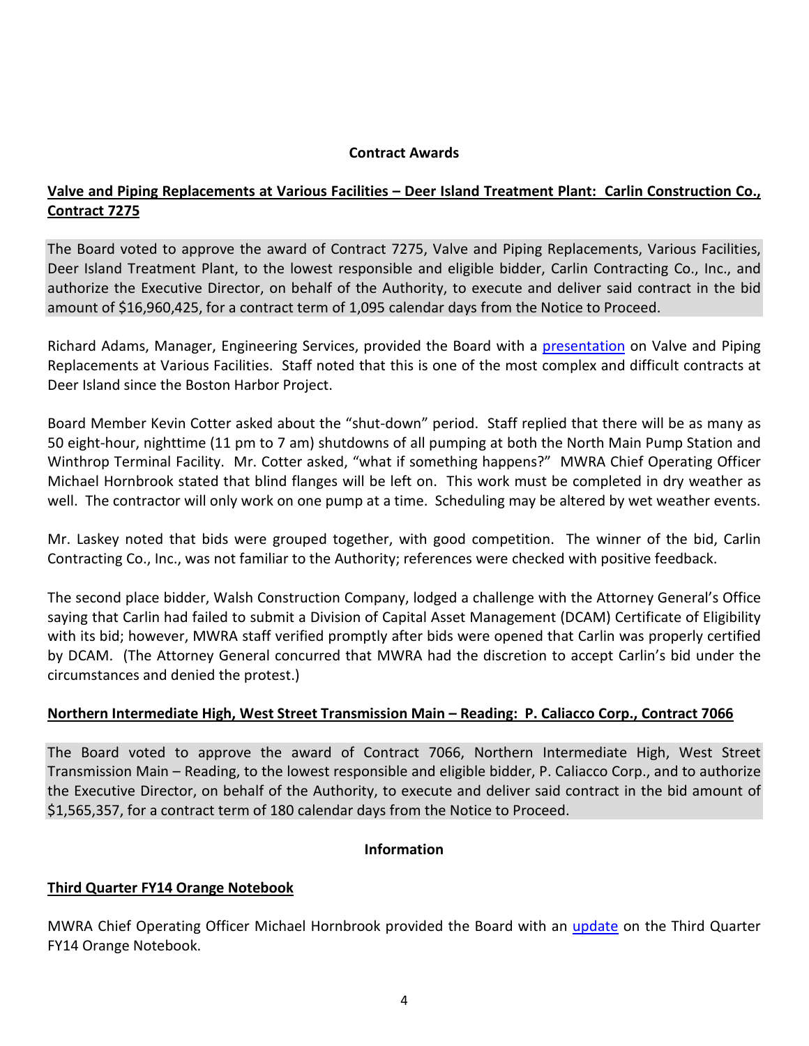## Contract Awards

**Valve and Piping Replacements at Various Facilities – Deer Island Treatment Plant: Carlin Construction Co., Contract 7275**

The Board voted to approve the award of Contract 7275, Valve and Piping Replacements, Various Facilities, Deer Island Treatment Plant, to the lowest responsible and eligible bidder, Carlin Contracting Co., Inc., and authorize the Executive Director, on behalf of the Authority, to execute and deliver said contract in the bid amount of $16,960,425, for a contract term of 1,095 calendar days from the Notice to Proceed.

Richard Adams, Manager, Engineering Services, provided the Board with a presentation on Valve and Piping Replacements at Various Facilities. Staff noted that this is one of the most complex and difficult contracts at Deer Island since the Boston Harbor Project.

Board Member Kevin Cotter asked about the "shut-down" period. Staff replied that there will be as many as 50 eight-hour, nighttime (11 pm to 7 am) shutdowns of all pumping at both the North Main Pump Station and Winthrop Terminal Facility. Mr. Cotter asked, "what if something happens?" MWRA Chief Operating Officer Michael Hornbrook stated that blind flanges will be left on. This work must be completed in dry weather as well. The contractor will only work on one pump at a time. Scheduling may be altered by wet weather events.

Mr. Laskey noted that bids were grouped together, with good competition. The winner of the bid, Carlin Contracting Co., Inc., was not familiar to the Authority; references were checked with positive feedback.

The second place bidder, Walsh Construction Company, lodged a challenge with the Attorney General's Office saying that Carlin had failed to submit a Division of Capital Asset Management (DCAM) Certificate of Eligibility with its bid; however, MWRA staff verified promptly after bids were opened that Carlin was properly certified by DCAM. (The Attorney General concurred that MWRA had the discretion to accept Carlin's bid under the circumstances and denied the protest.)

**Northern Intermediate High, West Street Transmission Main – Reading: P. Caliacco Corp., Contract 7066**

The Board voted to approve the award of Contract 7066, Northern Intermediate High, West Street Transmission Main – Reading, to the lowest responsible and eligible bidder, P. Caliacco Corp., and to authorize the Executive Director, on behalf of the Authority, to execute and deliver said contract in the bid amount of $1,565,357, for a contract term of 180 calendar days from the Notice to Proceed.

## Information

**Third Quarter FY14 Orange Notebook**

MWRA Chief Operating Officer Michael Hornbrook provided the Board with an update on the Third Quarter FY14 Orange Notebook.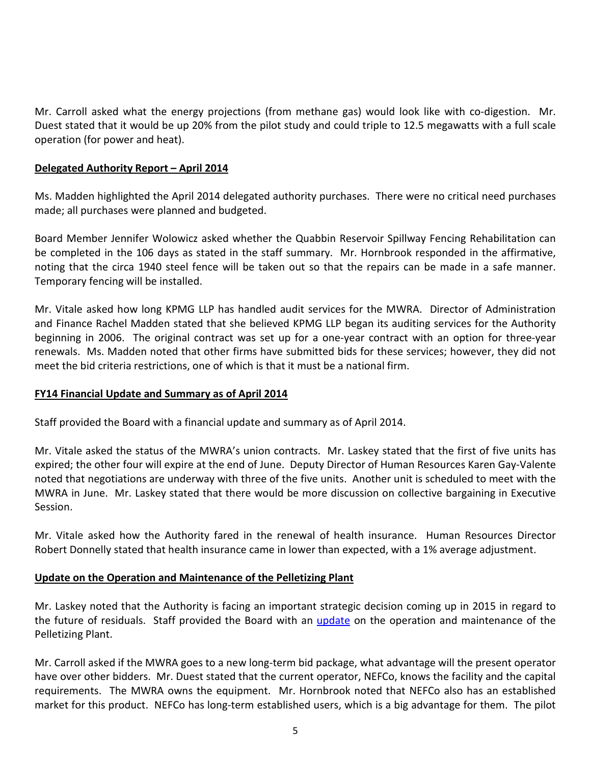Mr. Carroll asked what the energy projections (from methane gas) would look like with co-digestion. Mr. Duest stated that it would be up 20% from the pilot study and could triple to 12.5 megawatts with a full scale operation (for power and heat).

**Delegated Authority Report – April 2014**

Ms. Madden highlighted the April 2014 delegated authority purchases. There were no critical need purchases made; all purchases were planned and budgeted.

Board Member Jennifer Wolowicz asked whether the Quabbin Reservoir Spillway Fencing Rehabilitation can be completed in the 106 days as stated in the staff summary. Mr. Hornbrook responded in the affirmative, noting that the circa 1940 steel fence will be taken out so that the repairs can be made in a safe manner. Temporary fencing will be installed.

Mr. Vitale asked how long KPMG LLP has handled audit services for the MWRA. Director of Administration and Finance Rachel Madden stated that she believed KPMG LLP began its auditing services for the Authority beginning in 2006. The original contract was set up for a one-year contract with an option for three-year renewals. Ms. Madden noted that other firms have submitted bids for these services; however, they did not meet the bid criteria restrictions, one of which is that it must be a national firm.

**FY14 Financial Update and Summary as of April 2014**

Staff provided the Board with a financial update and summary as of April 2014.

Mr. Vitale asked the status of the MWRA's union contracts. Mr. Laskey stated that the first of five units has expired; the other four will expire at the end of June. Deputy Director of Human Resources Karen Gay-Valente noted that negotiations are underway with three of the five units. Another unit is scheduled to meet with the MWRA in June. Mr. Laskey stated that there would be more discussion on collective bargaining in Executive Session.

Mr. Vitale asked how the Authority fared in the renewal of health insurance. Human Resources Director Robert Donnelly stated that health insurance came in lower than expected, with a 1% average adjustment.

**Update on the Operation and Maintenance of the Pelletizing Plant**

Mr. Laskey noted that the Authority is facing an important strategic decision coming up in 2015 in regard to the future of residuals. Staff provided the Board with an update on the operation and maintenance of the Pelletizing Plant.

Mr. Carroll asked if the MWRA goes to a new long-term bid package, what advantage will the present operator have over other bidders. Mr. Duest stated that the current operator, NEFCo, knows the facility and the capital requirements. The MWRA owns the equipment. Mr. Hornbrook noted that NEFCo also has an established market for this product. NEFCo has long-term established users, which is a big advantage for them. The pilot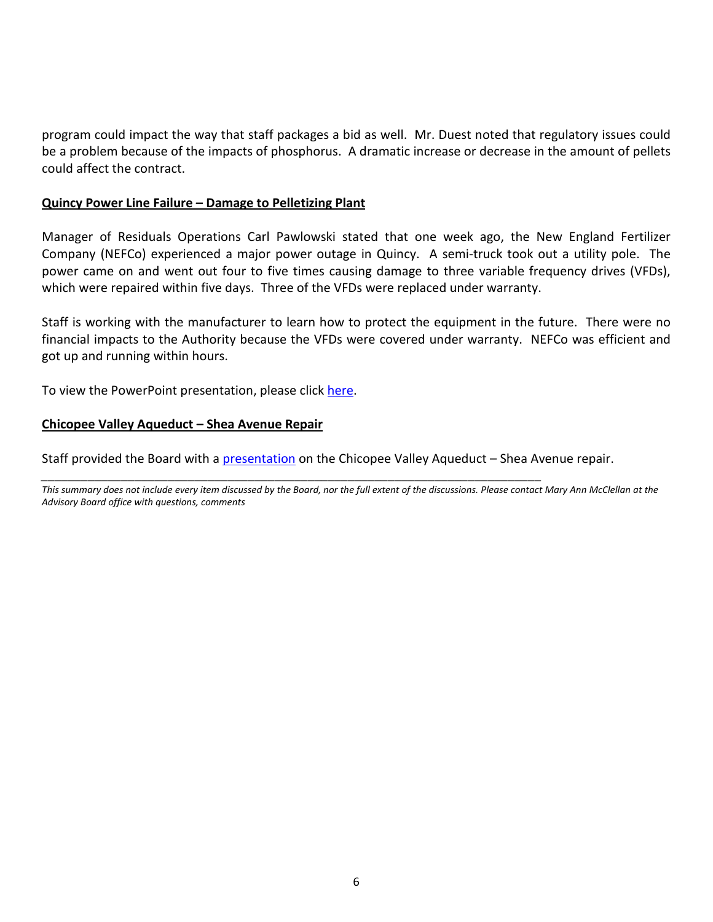program could impact the way that staff packages a bid as well. Mr. Duest noted that regulatory issues could be a problem because of the impacts of phosphorus. A dramatic increase or decrease in the amount of pellets could affect the contract.

**Quincy Power Line Failure – Damage to Pelletizing Plant**

Manager of Residuals Operations Carl Pawlowski stated that one week ago, the New England Fertilizer Company (NEFCo) experienced a major power outage in Quincy. A semi-truck took out a utility pole. The power came on and went out four to five times causing damage to three variable frequency drives (VFDs), which were repaired within five days. Three of the VFDs were replaced under warranty.

Staff is working with the manufacturer to learn how to protect the equipment in the future. There were no financial impacts to the Authority because the VFDs were covered under warranty. NEFCo was efficient and got up and running within hours.

To view the PowerPoint presentation, please click here.

**Chicopee Valley Aqueduct – Shea Avenue Repair**

Staff provided the Board with a presentation on the Chicopee Valley Aqueduct – Shea Avenue repair.

---

*This summary does not include every item discussed by the Board, nor the full extent of the discussions. Please contact Mary Ann McClellan at the Advisory Board office with questions, comments*